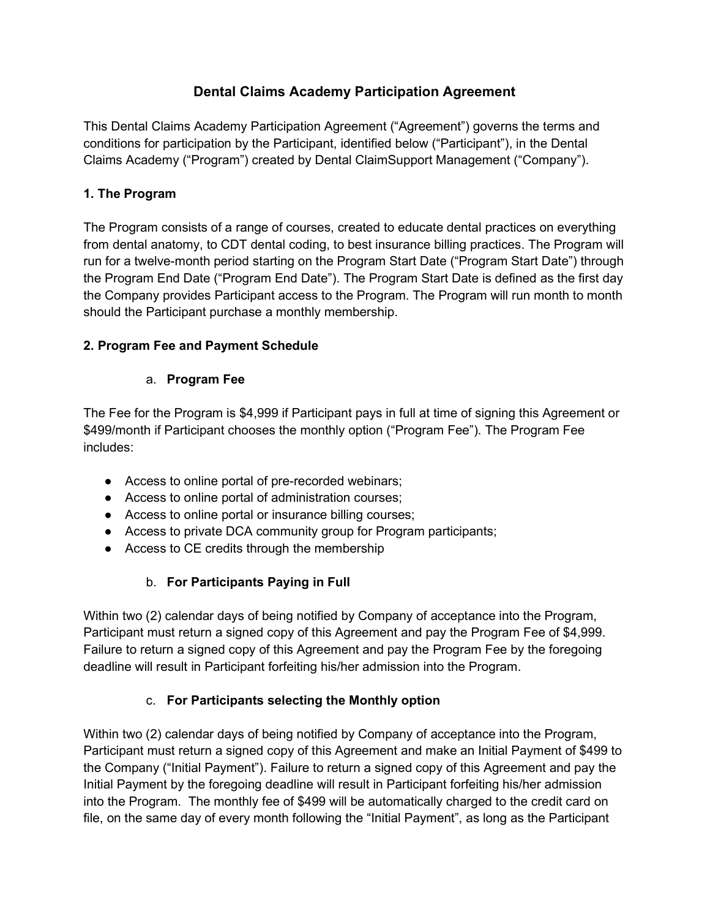# Dental Claims Academy Participation Agreement

This Dental Claims Academy Participation Agreement ("Agreement") governs the terms and conditions for participation by the Participant, identified below ("Participant"), in the Dental Claims Academy ("Program") created by Dental ClaimSupport Management ("Company").

## 1. The Program

The Program consists of a range of courses, created to educate dental practices on everything from dental anatomy, to CDT dental coding, to best insurance billing practices. The Program will run for a twelve-month period starting on the Program Start Date ("Program Start Date") through the Program End Date ("Program End Date"). The Program Start Date is defined as the first day the Company provides Participant access to the Program. The Program will run month to month should the Participant purchase a monthly membership.

## 2. Program Fee and Payment Schedule

### a. Program Fee

The Fee for the Program is $4,999 if Participant pays in full at time of signing this Agreement or $499/month if Participant chooses the monthly option ("Program Fee"). The Program Fee includes:

- Access to online portal of pre-recorded webinars;
- Access to online portal of administration courses;
- Access to online portal or insurance billing courses;
- Access to private DCA community group for Program participants;
- Access to CE credits through the membership

### b. For Participants Paying in Full

Within two (2) calendar days of being notified by Company of acceptance into the Program, Participant must return a signed copy of this Agreement and pay the Program Fee of $4,999. Failure to return a signed copy of this Agreement and pay the Program Fee by the foregoing deadline will result in Participant forfeiting his/her admission into the Program.

### c. For Participants selecting the Monthly option

Within two (2) calendar days of being notified by Company of acceptance into the Program, Participant must return a signed copy of this Agreement and make an Initial Payment of $499 to the Company ("Initial Payment"). Failure to return a signed copy of this Agreement and pay the Initial Payment by the foregoing deadline will result in Participant forfeiting his/her admission into the Program. The monthly fee of $499 will be automatically charged to the credit card on file, on the same day of every month following the "Initial Payment", as long as the Participant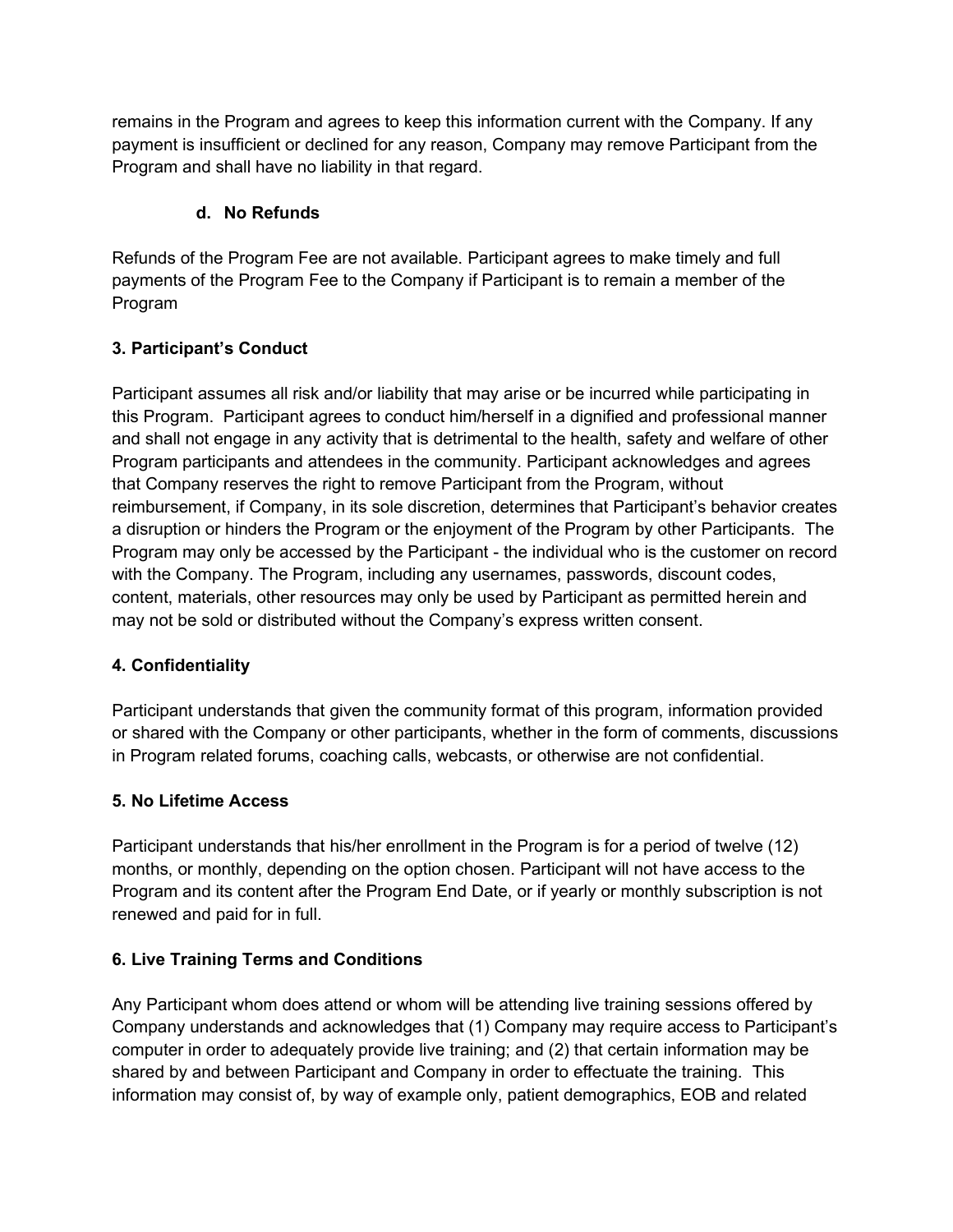remains in the Program and agrees to keep this information current with the Company. If any payment is insufficient or declined for any reason, Company may remove Participant from the Program and shall have no liability in that regard.

#### d. No Refunds

Refunds of the Program Fee are not available. Participant agrees to make timely and full payments of the Program Fee to the Company if Participant is to remain a member of the Program

### 3. Participant's Conduct

Participant assumes all risk and/or liability that may arise or be incurred while participating in this Program. Participant agrees to conduct him/herself in a dignified and professional manner and shall not engage in any activity that is detrimental to the health, safety and welfare of other Program participants and attendees in the community. Participant acknowledges and agrees that Company reserves the right to remove Participant from the Program, without reimbursement, if Company, in its sole discretion, determines that Participant's behavior creates a disruption or hinders the Program or the enjoyment of the Program by other Participants. The Program may only be accessed by the Participant - the individual who is the customer on record with the Company. The Program, including any usernames, passwords, discount codes, content, materials, other resources may only be used by Participant as permitted herein and may not be sold or distributed without the Company's express written consent.

### 4. Confidentiality

Participant understands that given the community format of this program, information provided or shared with the Company or other participants, whether in the form of comments, discussions in Program related forums, coaching calls, webcasts, or otherwise are not confidential.

### 5. No Lifetime Access

Participant understands that his/her enrollment in the Program is for a period of twelve (12) months, or monthly, depending on the option chosen. Participant will not have access to the Program and its content after the Program End Date, or if yearly or monthly subscription is not renewed and paid for in full.

### 6. Live Training Terms and Conditions

Any Participant whom does attend or whom will be attending live training sessions offered by Company understands and acknowledges that (1) Company may require access to Participant's computer in order to adequately provide live training; and (2) that certain information may be shared by and between Participant and Company in order to effectuate the training. This information may consist of, by way of example only, patient demographics, EOB and related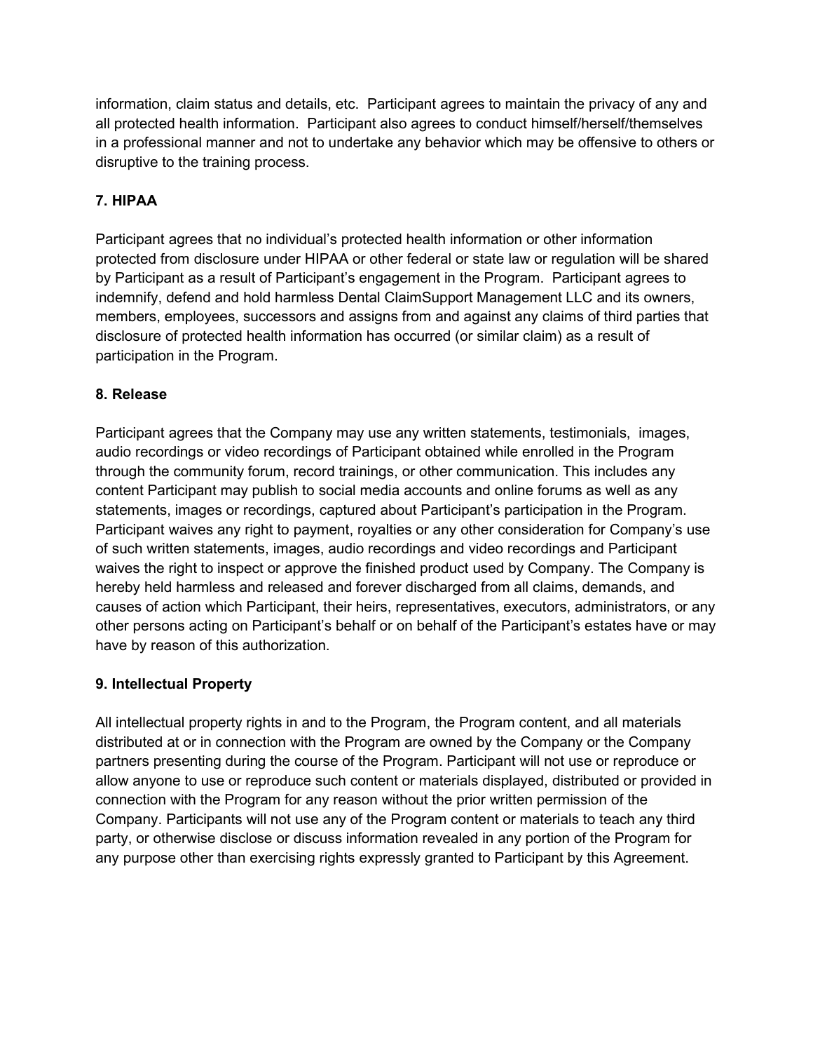information, claim status and details, etc. Participant agrees to maintain the privacy of any and all protected health information. Participant also agrees to conduct himself/herself/themselves in a professional manner and not to undertake any behavior which may be offensive to others or disruptive to the training process.

**7. HIPAA**

Participant agrees that no individual's protected health information or other information protected from disclosure under HIPAA or other federal or state law or regulation will be shared by Participant as a result of Participant's engagement in the Program. Participant agrees to indemnify, defend and hold harmless Dental ClaimSupport Management LLC and its owners, members, employees, successors and assigns from and against any claims of third parties that disclosure of protected health information has occurred (or similar claim) as a result of participation in the Program.

**8. Release**

Participant agrees that the Company may use any written statements, testimonials, images, audio recordings or video recordings of Participant obtained while enrolled in the Program through the community forum, record trainings, or other communication. This includes any content Participant may publish to social media accounts and online forums as well as any statements, images or recordings, captured about Participant's participation in the Program. Participant waives any right to payment, royalties or any other consideration for Company's use of such written statements, images, audio recordings and video recordings and Participant waives the right to inspect or approve the finished product used by Company. The Company is hereby held harmless and released and forever discharged from all claims, demands, and causes of action which Participant, their heirs, representatives, executors, administrators, or any other persons acting on Participant's behalf or on behalf of the Participant's estates have or may have by reason of this authorization.

**9. Intellectual Property**

All intellectual property rights in and to the Program, the Program content, and all materials distributed at or in connection with the Program are owned by the Company or the Company partners presenting during the course of the Program. Participant will not use or reproduce or allow anyone to use or reproduce such content or materials displayed, distributed or provided in connection with the Program for any reason without the prior written permission of the Company. Participants will not use any of the Program content or materials to teach any third party, or otherwise disclose or discuss information revealed in any portion of the Program for any purpose other than exercising rights expressly granted to Participant by this Agreement.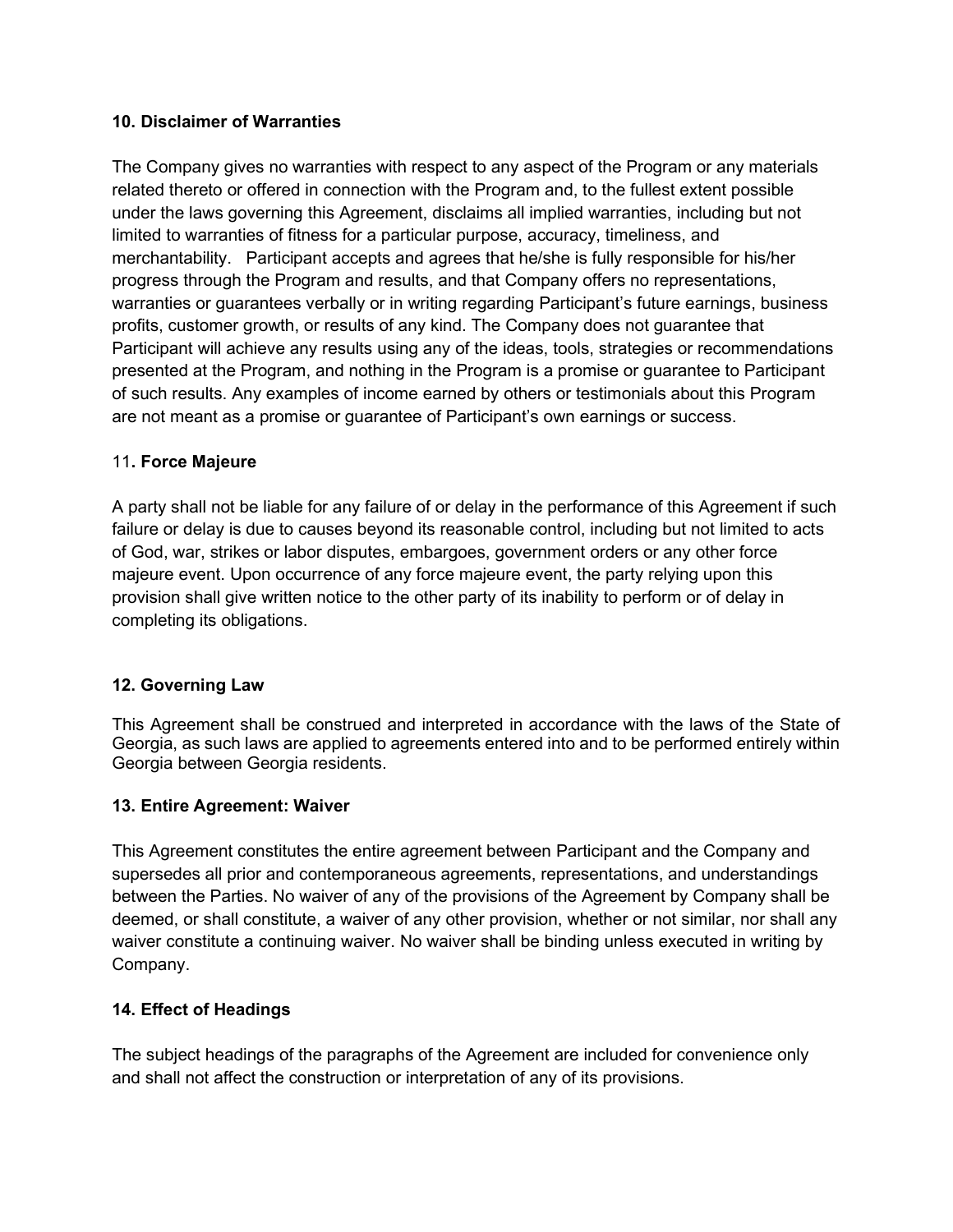**10. Disclaimer of Warranties**

The Company gives no warranties with respect to any aspect of the Program or any materials related thereto or offered in connection with the Program and, to the fullest extent possible under the laws governing this Agreement, disclaims all implied warranties, including but not limited to warranties of fitness for a particular purpose, accuracy, timeliness, and merchantability. Participant accepts and agrees that he/she is fully responsible for his/her progress through the Program and results, and that Company offers no representations, warranties or guarantees verbally or in writing regarding Participant's future earnings, business profits, customer growth, or results of any kind. The Company does not guarantee that Participant will achieve any results using any of the ideas, tools, strategies or recommendations presented at the Program, and nothing in the Program is a promise or guarantee to Participant of such results. Any examples of income earned by others or testimonials about this Program are not meant as a promise or guarantee of Participant's own earnings or success.

11**. Force Majeure**

A party shall not be liable for any failure of or delay in the performance of this Agreement if such failure or delay is due to causes beyond its reasonable control, including but not limited to acts of God, war, strikes or labor disputes, embargoes, government orders or any other force majeure event. Upon occurrence of any force majeure event, the party relying upon this provision shall give written notice to the other party of its inability to perform or of delay in completing its obligations.

**12. Governing Law**

This Agreement shall be construed and interpreted in accordance with the laws of the State of Georgia, as such laws are applied to agreements entered into and to be performed entirely within Georgia between Georgia residents.

**13. Entire Agreement: Waiver**

This Agreement constitutes the entire agreement between Participant and the Company and supersedes all prior and contemporaneous agreements, representations, and understandings between the Parties. No waiver of any of the provisions of the Agreement by Company shall be deemed, or shall constitute, a waiver of any other provision, whether or not similar, nor shall any waiver constitute a continuing waiver. No waiver shall be binding unless executed in writing by Company.

**14. Effect of Headings**

The subject headings of the paragraphs of the Agreement are included for convenience only and shall not affect the construction or interpretation of any of its provisions.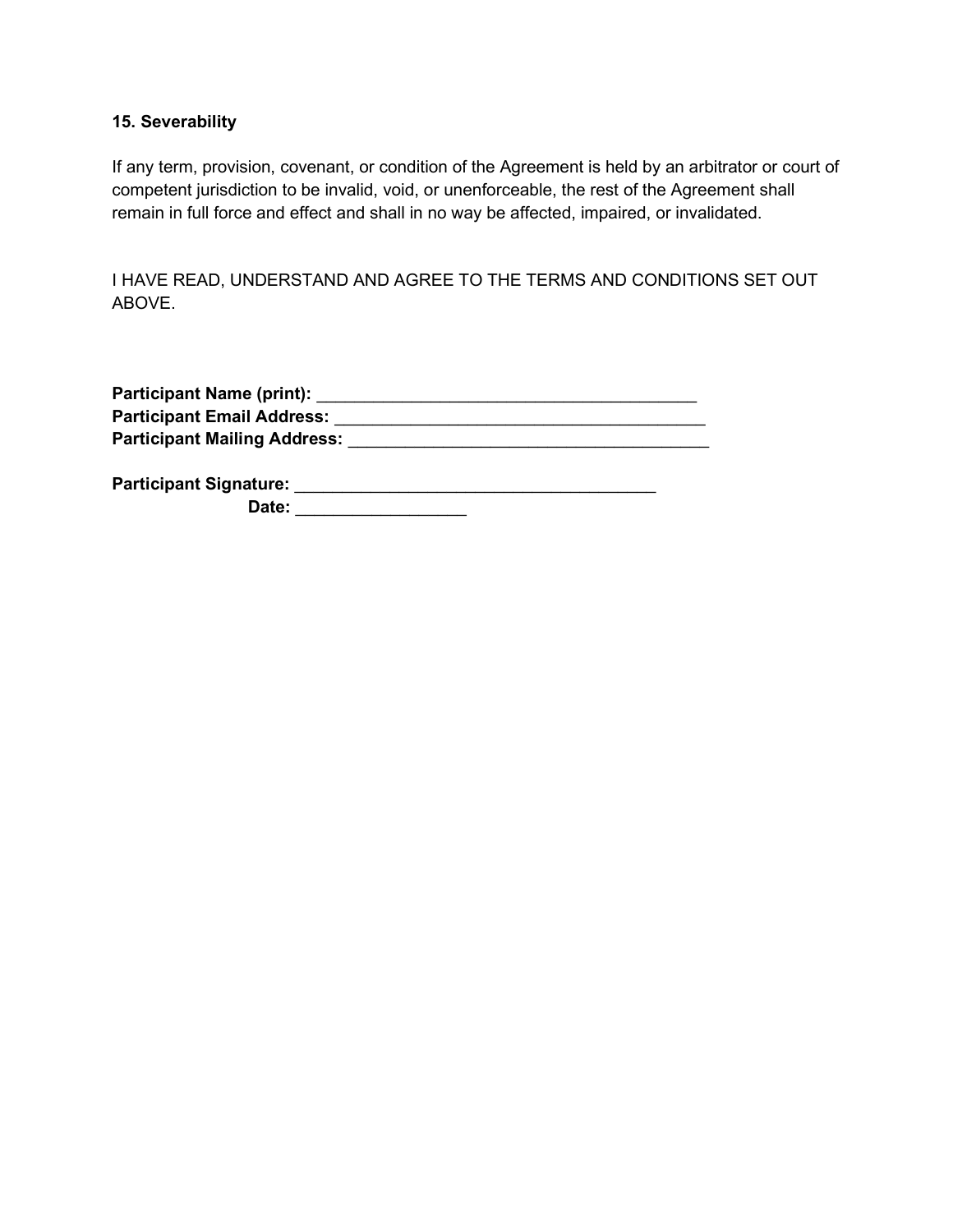**15. Severability**

If any term, provision, covenant, or condition of the Agreement is held by an arbitrator or court of competent jurisdiction to be invalid, void, or unenforceable, the rest of the Agreement shall remain in full force and effect and shall in no way be affected, impaired, or invalidated.

I HAVE READ, UNDERSTAND AND AGREE TO THE TERMS AND CONDITIONS SET OUT ABOVE.

**Participant Name (print):** ________________________________________
**Participant Email Address:** ________________________________________
**Participant Mailing Address:** ______________________________________

**Participant Signature:** ______________________________________
**Date:** __________________